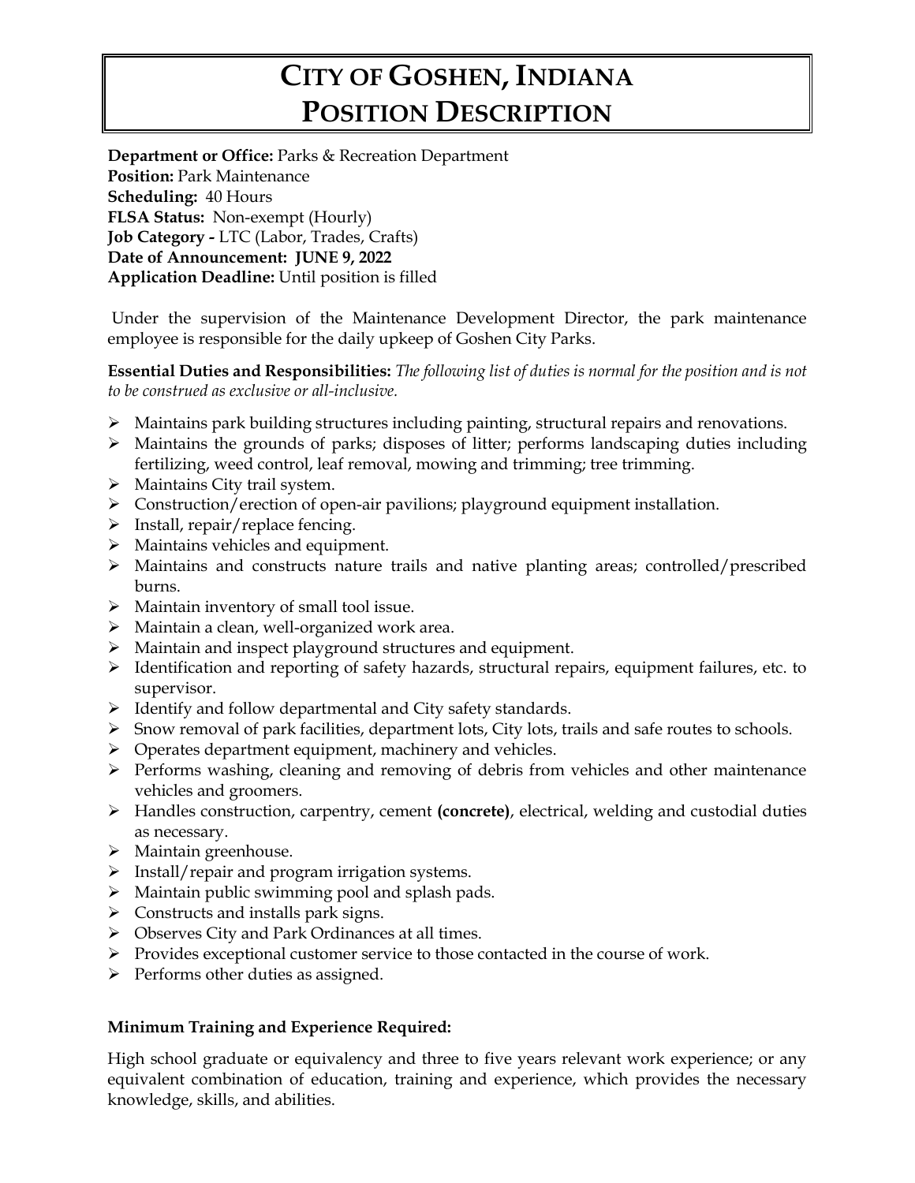# CITY OF GOSHEN, INDIANA
# POSITION DESCRIPTION

**Department or Office:** Parks & Recreation Department
**Position:** Park Maintenance
**Scheduling:** 40 Hours
**FLSA Status:** Non-exempt (Hourly)
**Job Category -** LTC (Labor, Trades, Crafts)
**Date of Announcement: JUNE 9, 2022**
**Application Deadline:** Until position is filled

Under the supervision of the Maintenance Development Director, the park maintenance employee is responsible for the daily upkeep of Goshen City Parks.

**Essential Duties and Responsibilities:** *The following list of duties is normal for the position and is not to be construed as exclusive or all-inclusive.*

- Maintains park building structures including painting, structural repairs and renovations.
- Maintains the grounds of parks; disposes of litter; performs landscaping duties including fertilizing, weed control, leaf removal, mowing and trimming; tree trimming.
- Maintains City trail system.
- Construction/erection of open-air pavilions; playground equipment installation.
- Install, repair/replace fencing.
- Maintains vehicles and equipment.
- Maintains and constructs nature trails and native planting areas; controlled/prescribed burns.
- Maintain inventory of small tool issue.
- Maintain a clean, well-organized work area.
- Maintain and inspect playground structures and equipment.
- Identification and reporting of safety hazards, structural repairs, equipment failures, etc. to supervisor.
- Identify and follow departmental and City safety standards.
- Snow removal of park facilities, department lots, City lots, trails and safe routes to schools.
- Operates department equipment, machinery and vehicles.
- Performs washing, cleaning and removing of debris from vehicles and other maintenance vehicles and groomers.
- Handles construction, carpentry, cement **(concrete)**, electrical, welding and custodial duties as necessary.
- Maintain greenhouse.
- Install/repair and program irrigation systems.
- Maintain public swimming pool and splash pads.
- Constructs and installs park signs.
- Observes City and Park Ordinances at all times.
- Provides exceptional customer service to those contacted in the course of work.
- Performs other duties as assigned.

**Minimum Training and Experience Required:**

High school graduate or equivalency and three to five years relevant work experience; or any equivalent combination of education, training and experience, which provides the necessary knowledge, skills, and abilities.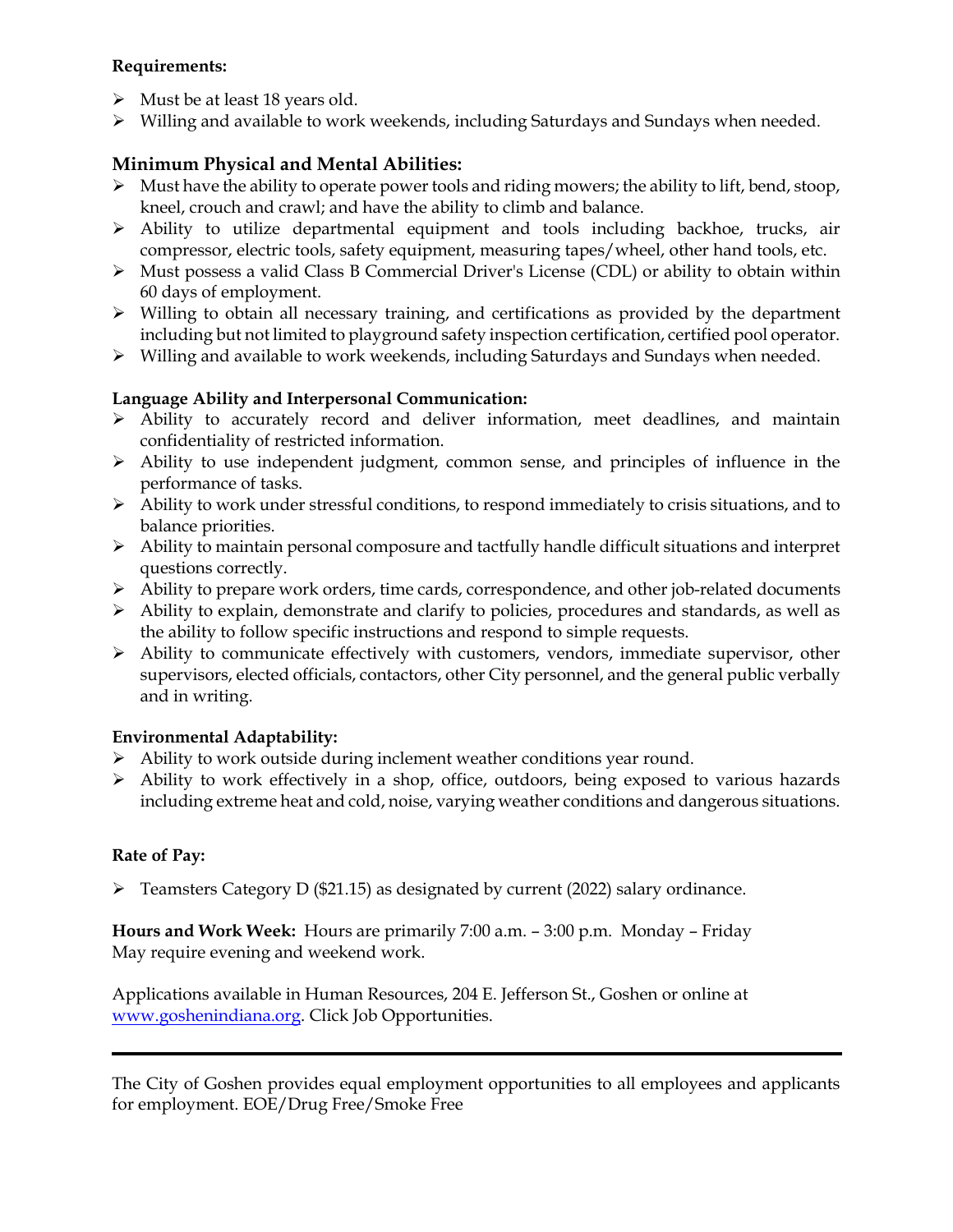**Requirements:**

- Must be at least 18 years old.
- Willing and available to work weekends, including Saturdays and Sundays when needed.

### Minimum Physical and Mental Abilities:

- Must have the ability to operate power tools and riding mowers; the ability to lift, bend, stoop, kneel, crouch and crawl; and have the ability to climb and balance.
- Ability to utilize departmental equipment and tools including backhoe, trucks, air compressor, electric tools, safety equipment, measuring tapes/wheel, other hand tools, etc.
- Must possess a valid Class B Commercial Driver's License (CDL) or ability to obtain within 60 days of employment.
- Willing to obtain all necessary training, and certifications as provided by the department including but not limited to playground safety inspection certification, certified pool operator.
- Willing and available to work weekends, including Saturdays and Sundays when needed.

**Language Ability and Interpersonal Communication:**

- Ability to accurately record and deliver information, meet deadlines, and maintain confidentiality of restricted information.
- Ability to use independent judgment, common sense, and principles of influence in the performance of tasks.
- Ability to work under stressful conditions, to respond immediately to crisis situations, and to balance priorities.
- Ability to maintain personal composure and tactfully handle difficult situations and interpret questions correctly.
- Ability to prepare work orders, time cards, correspondence, and other job-related documents
- Ability to explain, demonstrate and clarify to policies, procedures and standards, as well as the ability to follow specific instructions and respond to simple requests.
- Ability to communicate effectively with customers, vendors, immediate supervisor, other supervisors, elected officials, contactors, other City personnel, and the general public verbally and in writing.

**Environmental Adaptability:**

- Ability to work outside during inclement weather conditions year round.
- Ability to work effectively in a shop, office, outdoors, being exposed to various hazards including extreme heat and cold, noise, varying weather conditions and dangerous situations.

**Rate of Pay:**

- Teamsters Category D ($21.15) as designated by current (2022) salary ordinance.

**Hours and Work Week:** Hours are primarily 7:00 a.m. – 3:00 p.m. Monday – Friday
May require evening and weekend work.

Applications available in Human Resources, 204 E. Jefferson St., Goshen or online at [www.goshenindiana.org](http://www.goshenindiana.org). Click Job Opportunities.

---

The City of Goshen provides equal employment opportunities to all employees and applicants for employment. EOE/Drug Free/Smoke Free